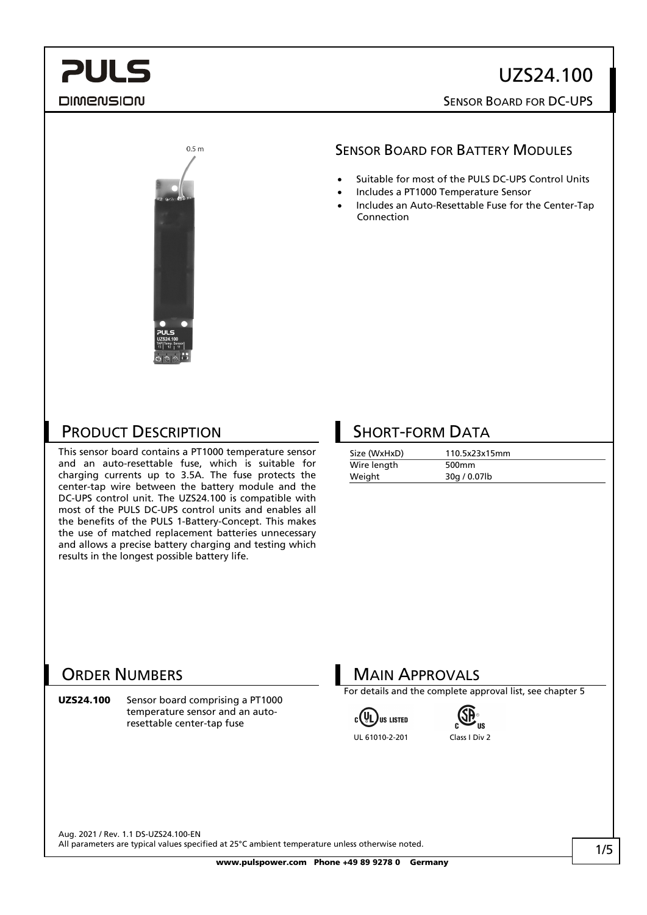# UZS24.100

SENSOR BOARD FOR DC-UPS

0.5 m

## SENSOR BOARD FOR BATTERY MODULES

- Suitable for most of the PULS DC-UPS Control Units
- Includes a PT1000 Temperature Sensor
- Includes an Auto-Resettable Fuse for the Center-Tap Connection

## PRODUCT DESCRIPTION

This sensor board contains a PT1000 temperature sensor and an auto-resettable fuse, which is suitable for charging currents up to 3.5A. The fuse protects the center-tap wire between the battery module and the DC-UPS control unit. The UZS24.100 is compatible with most of the PULS DC-UPS control units and enables all the benefits of the PULS 1-Battery-Concept. This makes the use of matched replacement batteries unnecessary and allows a precise battery charging and testing which results in the longest possible battery life.

## SHORT-FORM DATA

| | |
|---|---|
| Size (WxHxD) | 110.5x23x15mm |
| Wire length | 500mm |
| Weight | 30g / 0.07lb |

## ORDER NUMBERS

**UZS24.100** Sensor board comprising a PT1000 temperature sensor and an auto-resettable center-tap fuse

## MAIN APPROVALS

For details and the complete approval list, see chapter 5

UL 61010-2-201

Class I Div 2

Aug. 2021 / Rev. 1.1 DS-UZS24.100-EN

All parameters are typical values specified at 25°C ambient temperature unless otherwise noted.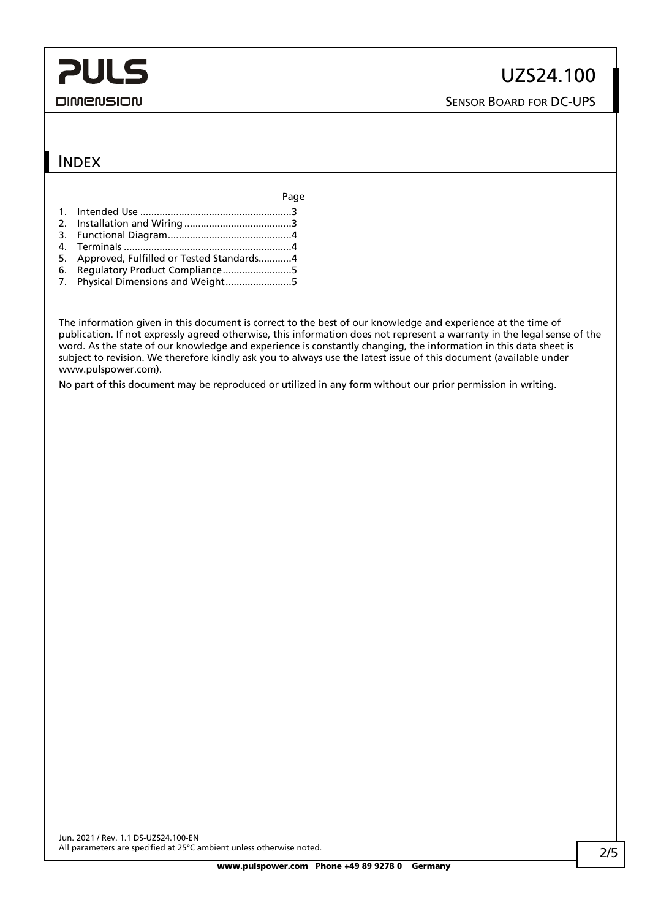# INDEX

| | Page |
|---|---|
| 1. Intended Use | 3 |
| 2. Installation and Wiring | 3 |
| 3. Functional Diagram | 4 |
| 4. Terminals | 4 |
| 5. Approved, Fulfilled or Tested Standards | 4 |
| 6. Regulatory Product Compliance | 5 |
| 7. Physical Dimensions and Weight | 5 |

The information given in this document is correct to the best of our knowledge and experience at the time of publication. If not expressly agreed otherwise, this information does not represent a warranty in the legal sense of the word. As the state of our knowledge and experience is constantly changing, the information in this data sheet is subject to revision. We therefore kindly ask you to always use the latest issue of this document (available under www.pulspower.com).

No part of this document may be reproduced or utilized in any form without our prior permission in writing.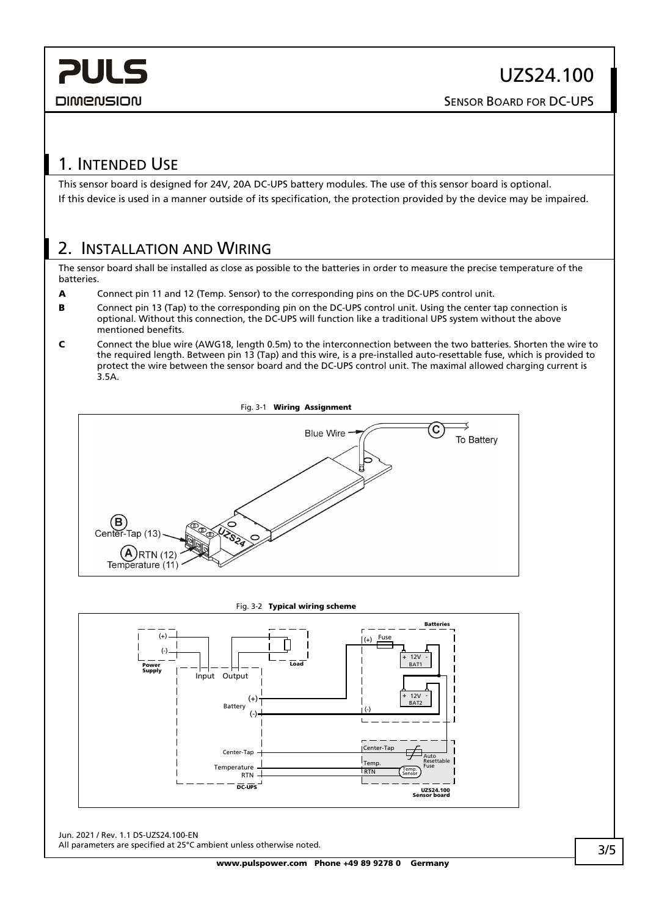## 1. Intended Use

This sensor board is designed for 24V, 20A DC-UPS battery modules. The use of this sensor board is optional.
If this device is used in a manner outside of its specification, the protection provided by the device may be impaired.

## 2. Installation and Wiring

The sensor board shall be installed as close as possible to the batteries in order to measure the precise temperature of the batteries.

**A** Connect pin 11 and 12 (Temp. Sensor) to the corresponding pins on the DC-UPS control unit.

**B** Connect pin 13 (Tap) to the corresponding pin on the DC-UPS control unit. Using the center tap connection is optional. Without this connection, the DC-UPS will function like a traditional UPS system without the above mentioned benefits.

**C** Connect the blue wire (AWG18, length 0.5m) to the interconnection between the two batteries. Shorten the wire to the required length. Between pin 13 (Tap) and this wire, is a pre-installed auto-resettable fuse, which is provided to protect the wire between the sensor board and the DC-UPS control unit. The maximal allowed charging current is 3.5A.

Fig. 3-1 **Wiring Assignment**

Blue Wire
C
To Battery
UZS24
B
Center-Tap (13)
A
RTN (12)
Temperature (11)

Fig. 3-2 **Typical wiring scheme**

Batteries
(+)
(-)
Power Supply
Load
Input
Output
Battery
(+)
(-)
Fuse
+ 12V - BAT1
+ 12V - BAT2
Center-Tap
Temperature
RTN
DC-UPS
Center-Tap
Temp.
RTN
Auto Resettable Fuse
Temp. Sensor
UZS24.100 Sensor board

Jun. 2021 / Rev. 1.1 DS-UZS24.100-EN
All parameters are specified at 25°C ambient unless otherwise noted.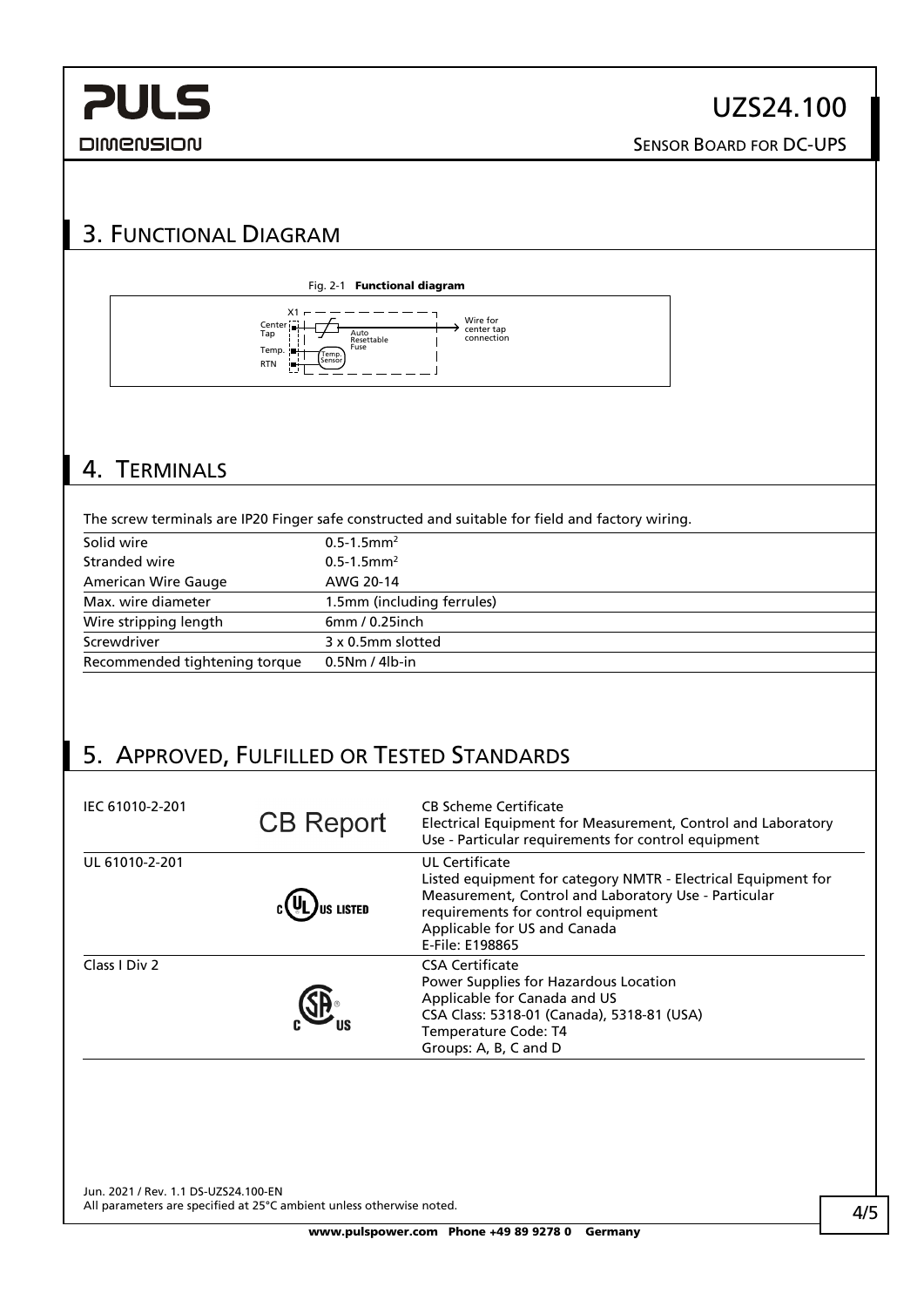## 3. Functional Diagram

Fig. 2-1 **Functional diagram**

X1
Center Tap
Temp.
RTN
Auto Resettable Fuse
Temp. Sensor
Wire for center tap connection

## 4. Terminals

The screw terminals are IP20 Finger safe constructed and suitable for field and factory wiring.

| | |
|---|---|
| Solid wire | 0.5-1.5mm² |
| Stranded wire | 0.5-1.5mm² |
| American Wire Gauge | AWG 20-14 |
| Max. wire diameter | 1.5mm (including ferrules) |
| Wire stripping length | 6mm / 0.25inch |
| Screwdriver | 3 x 0.5mm slotted |
| Recommended tightening torque | 0.5Nm / 4lb-in |

## 5. Approved, Fulfilled or Tested Standards

| | | |
|---|---|---|
| IEC 61010-2-201 | CB Report | CB Scheme Certificate<br>Electrical Equipment for Measurement, Control and Laboratory Use - Particular requirements for control equipment |
| UL 61010-2-201 | c UL US LISTED | UL Certificate<br>Listed equipment for category NMTR - Electrical Equipment for Measurement, Control and Laboratory Use - Particular requirements for control equipment<br>Applicable for US and Canada<br>E-File: E198865 |
| Class I Div 2 | c SP US | CSA Certificate<br>Power Supplies for Hazardous Location<br>Applicable for Canada and US<br>CSA Class: 5318-01 (Canada), 5318-81 (USA)<br>Temperature Code: T4<br>Groups: A, B, C and D |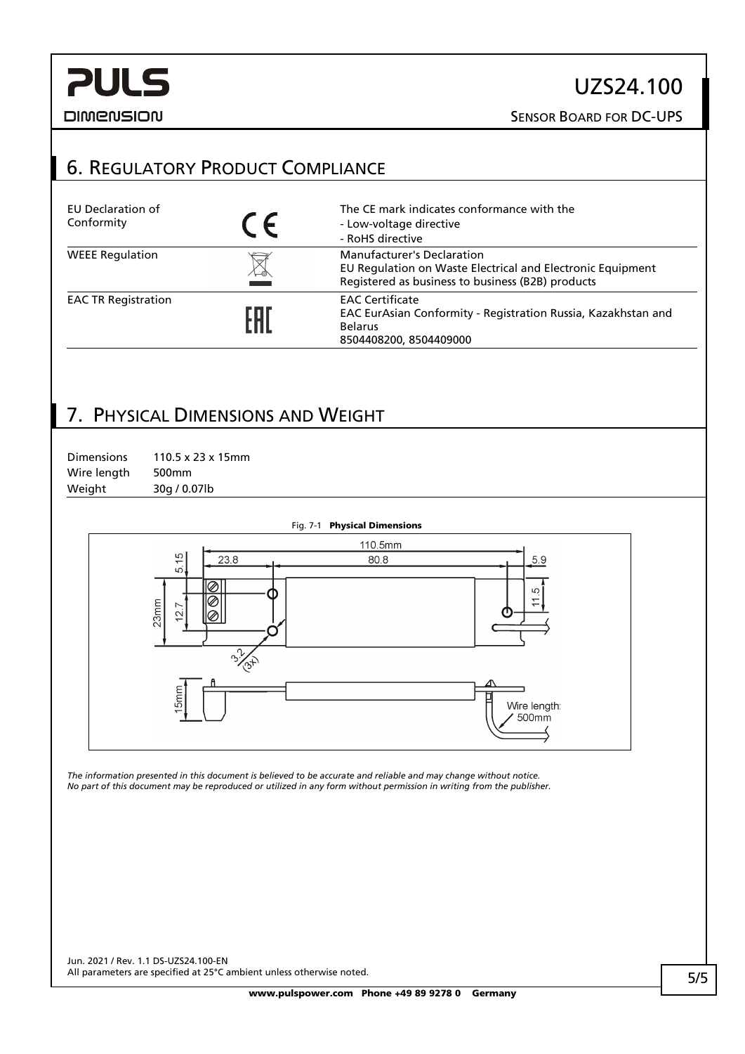## 6. Regulatory Product Compliance

| | | |
|---|---|---|
| EU Declaration of Conformity | CE | The CE mark indicates conformance with the<br>- Low-voltage directive<br>- RoHS directive |
| WEEE Regulation | | Manufacturer's Declaration<br>EU Regulation on Waste Electrical and Electronic Equipment<br>Registered as business to business (B2B) products |
| EAC TR Registration | EAC | EAC Certificate<br>EAC EurAsian Conformity - Registration Russia, Kazakhstan and Belarus<br>8504408200, 8504409000 |

## 7. Physical Dimensions and Weight

| | |
|---|---|
| Dimensions | 110.5 x 23 x 15mm |
| Wire length | 500mm |
| Weight | 30g / 0.07lb |

Fig. 7-1 **Physical Dimensions**

110.5mm
23.8
80.8
5.9
5.15
12.7
23mm
11.5
3.2 (3x)
15mm
Wire length: 500mm

*The information presented in this document is believed to be accurate and reliable and may change without notice.*
*No part of this document may be reproduced or utilized in any form without permission in writing from the publisher.*

Jun. 2021 / Rev. 1.1 DS-UZS24.100-EN
All parameters are specified at 25°C ambient unless otherwise noted.